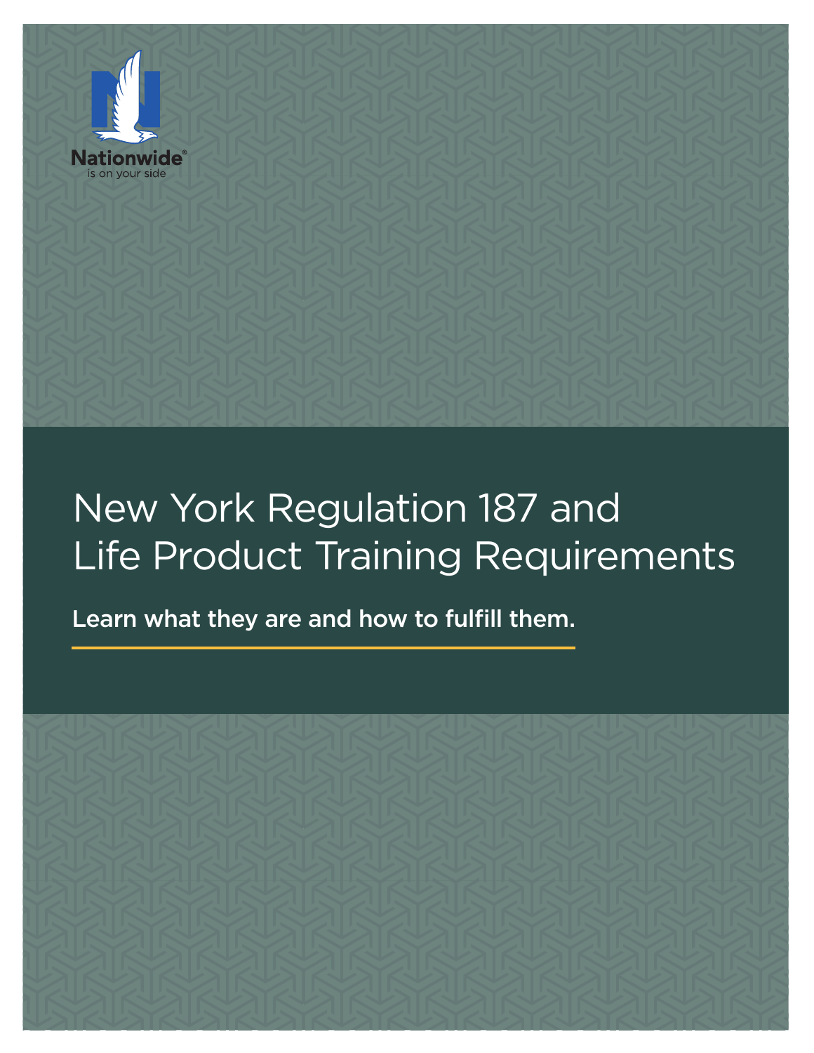Nationwide®
is on your side

# New York Regulation 187 and Life Product Training Requirements

**Learn what they are and how to fulfill them.**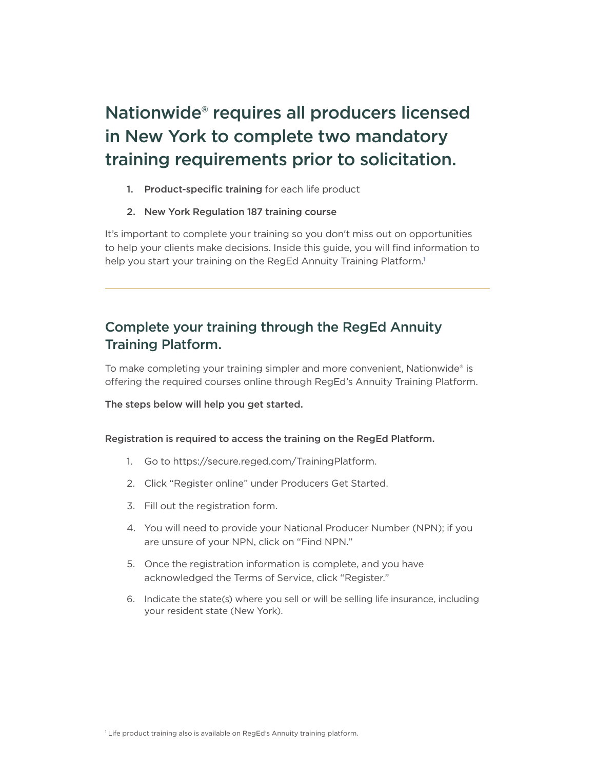# Nationwide® requires all producers licensed in New York to complete two mandatory training requirements prior to solicitation.

1. **Product-specific training** for each life product
2. **New York Regulation 187 training course**

It's important to complete your training so you don't miss out on opportunities to help your clients make decisions. Inside this guide, you will find information to help you start your training on the RegEd Annuity Training Platform.[1]

---

## Complete your training through the RegEd Annuity Training Platform.

To make completing your training simpler and more convenient, Nationwide® is offering the required courses online through RegEd's Annuity Training Platform.

**The steps below will help you get started.**

**Registration is required to access the training on the RegEd Platform.**

1. Go to https://secure.reged.com/TrainingPlatform.
2. Click "Register online" under Producers Get Started.
3. Fill out the registration form.
4. You will need to provide your National Producer Number (NPN); if you are unsure of your NPN, click on "Find NPN."
5. Once the registration information is complete, and you have acknowledged the Terms of Service, click "Register."
6. Indicate the state(s) where you sell or will be selling life insurance, including your resident state (New York).

[1] Life product training also is available on RegEd's Annuity training platform.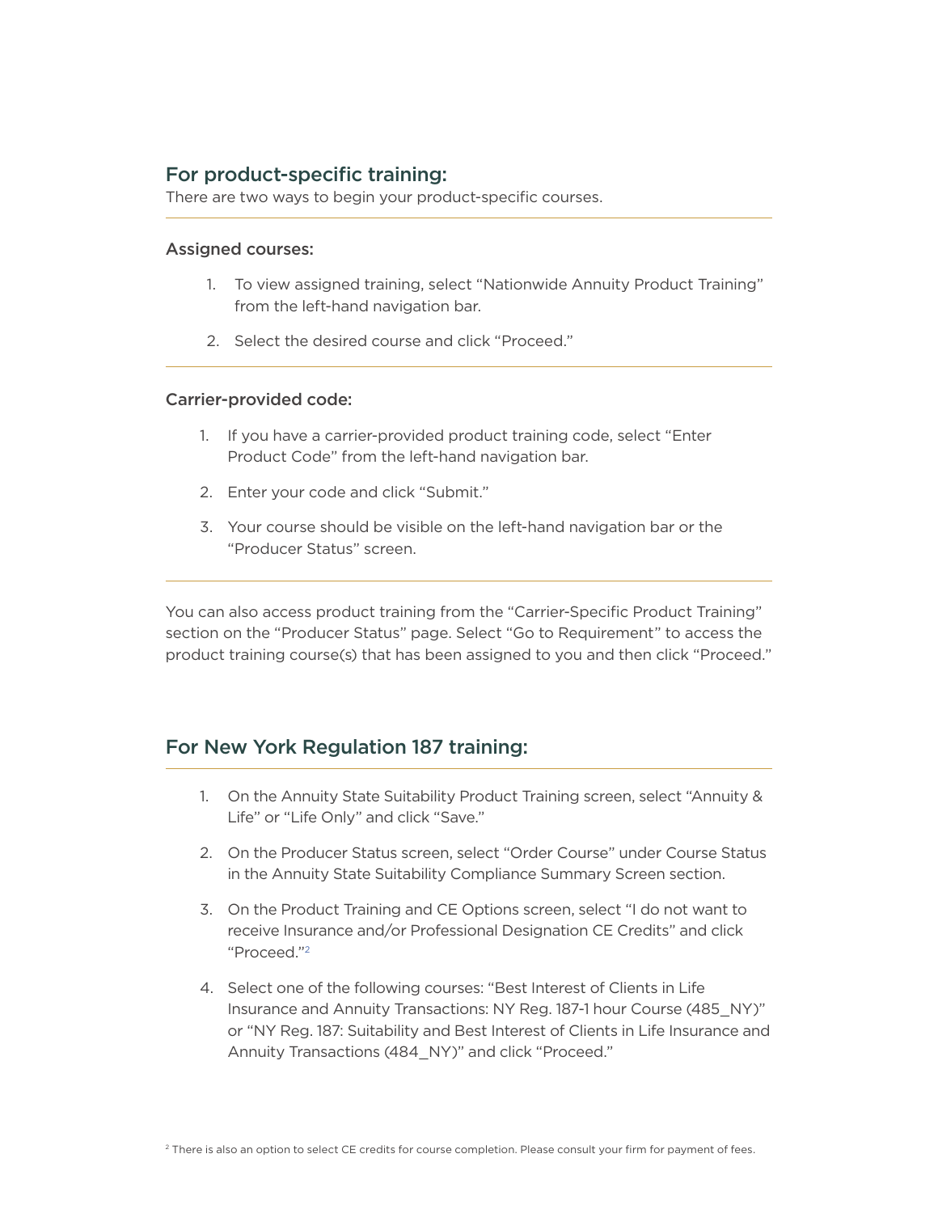## For product-specific training:

There are two ways to begin your product-specific courses.

---

### Assigned courses:

1. To view assigned training, select "Nationwide Annuity Product Training" from the left-hand navigation bar.
2. Select the desired course and click "Proceed."

---

### Carrier-provided code:

1. If you have a carrier-provided product training code, select "Enter Product Code" from the left-hand navigation bar.
2. Enter your code and click "Submit."
3. Your course should be visible on the left-hand navigation bar or the "Producer Status" screen.

---

You can also access product training from the "Carrier-Specific Product Training" section on the "Producer Status" page. Select "Go to Requirement" to access the product training course(s) that has been assigned to you and then click "Proceed."

## For New York Regulation 187 training:

1. On the Annuity State Suitability Product Training screen, select "Annuity & Life" or "Life Only" and click "Save."
2. On the Producer Status screen, select "Order Course" under Course Status in the Annuity State Suitability Compliance Summary Screen section.
3. On the Product Training and CE Options screen, select "I do not want to receive Insurance and/or Professional Designation CE Credits" and click "Proceed."[2]
4. Select one of the following courses: "Best Interest of Clients in Life Insurance and Annuity Transactions: NY Reg. 187-1 hour Course (485_NY)" or "NY Reg. 187: Suitability and Best Interest of Clients in Life Insurance and Annuity Transactions (484_NY)" and click "Proceed."

[2] There is also an option to select CE credits for course completion. Please consult your firm for payment of fees.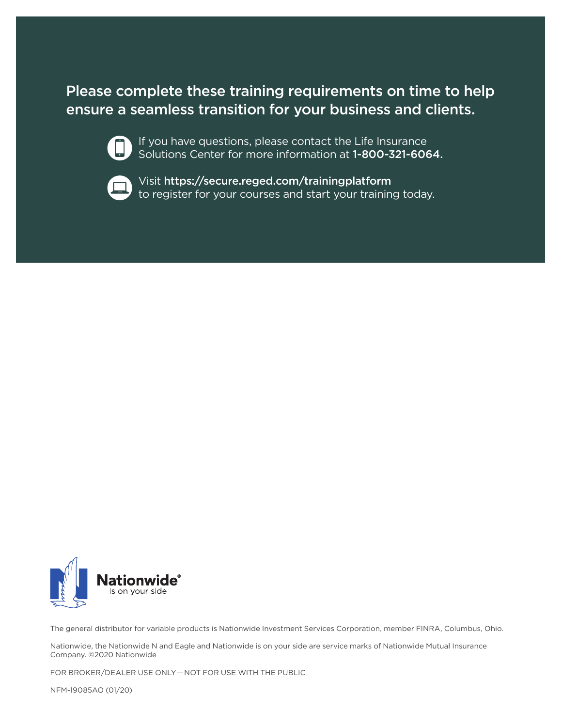## Please complete these training requirements on time to help ensure a seamless transition for your business and clients.

If you have questions, please contact the Life Insurance Solutions Center for more information at **1-800-321-6064.**

Visit **https://secure.reged.com/trainingplatform** to register for your courses and start your training today.

Nationwide® is on your side

The general distributor for variable products is Nationwide Investment Services Corporation, member FINRA, Columbus, Ohio.

Nationwide, the Nationwide N and Eagle and Nationwide is on your side are service marks of Nationwide Mutual Insurance Company. ©2020 Nationwide

FOR BROKER/DEALER USE ONLY—NOT FOR USE WITH THE PUBLIC

NFM-19085AO (01/20)